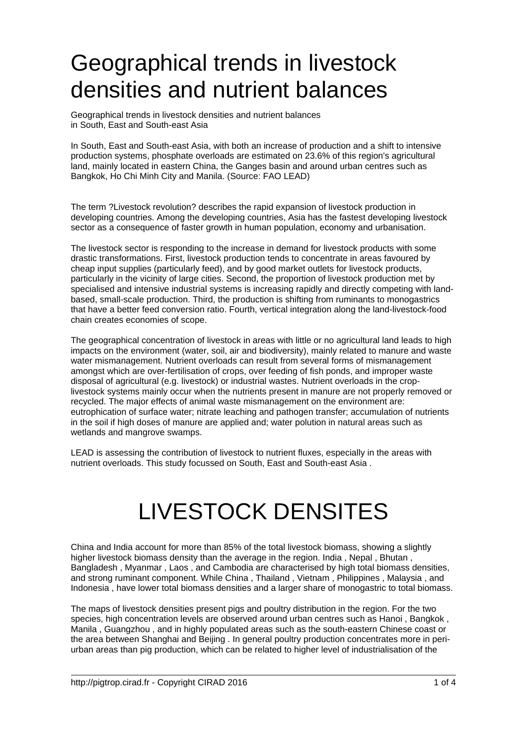# Geographical trends in livestock densities and nutrient balances

Geographical trends in livestock densities and nutrient balances
in South, East and South-east Asia

In South, East and South-east Asia, with both an increase of production and a shift to intensive production systems, phosphate overloads are estimated on 23.6% of this region's agricultural land, mainly located in eastern China, the Ganges basin and around urban centres such as Bangkok, Ho Chi Minh City and Manila. (Source: FAO LEAD)

The term ?Livestock revolution? describes the rapid expansion of livestock production in developing countries. Among the developing countries, Asia has the fastest developing livestock sector as a consequence of faster growth in human population, economy and urbanisation.

The livestock sector is responding to the increase in demand for livestock products with some drastic transformations. First, livestock production tends to concentrate in areas favoured by cheap input supplies (particularly feed), and by good market outlets for livestock products, particularly in the vicinity of large cities. Second, the proportion of livestock production met by specialised and intensive industrial systems is increasing rapidly and directly competing with land-based, small-scale production. Third, the production is shifting from ruminants to monogastrics that have a better feed conversion ratio. Fourth, vertical integration along the land-livestock-food chain creates economies of scope.

The geographical concentration of livestock in areas with little or no agricultural land leads to high impacts on the environment (water, soil, air and biodiversity), mainly related to manure and waste water mismanagement. Nutrient overloads can result from several forms of mismanagement amongst which are over-fertilisation of crops, over feeding of fish ponds, and improper waste disposal of agricultural (e.g. livestock) or industrial wastes. Nutrient overloads in the crop-livestock systems mainly occur when the nutrients present in manure are not properly removed or recycled. The major effects of animal waste mismanagement on the environment are: eutrophication of surface water; nitrate leaching and pathogen transfer; accumulation of nutrients in the soil if high doses of manure are applied and; water polution in natural areas such as wetlands and mangrove swamps.

LEAD is assessing the contribution of livestock to nutrient fluxes, especially in the areas with nutrient overloads. This study focussed on South, East and South-east Asia .

# LIVESTOCK DENSITES

China and India account for more than 85% of the total livestock biomass, showing a slightly higher livestock biomass density than the average in the region. India , Nepal , Bhutan , Bangladesh , Myanmar , Laos , and Cambodia are characterised by high total biomass densities, and strong ruminant component. While China , Thailand , Vietnam , Philippines , Malaysia , and Indonesia , have lower total biomass densities and a larger share of monogastric to total biomass.

The maps of livestock densities present pigs and poultry distribution in the region. For the two species, high concentration levels are observed around urban centres such as Hanoi , Bangkok , Manila , Guangzhou , and in highly populated areas such as the south-eastern Chinese coast or the area between Shanghai and Beijing . In general poultry production concentrates more in peri-urban areas than pig production, which can be related to higher level of industrialisation of the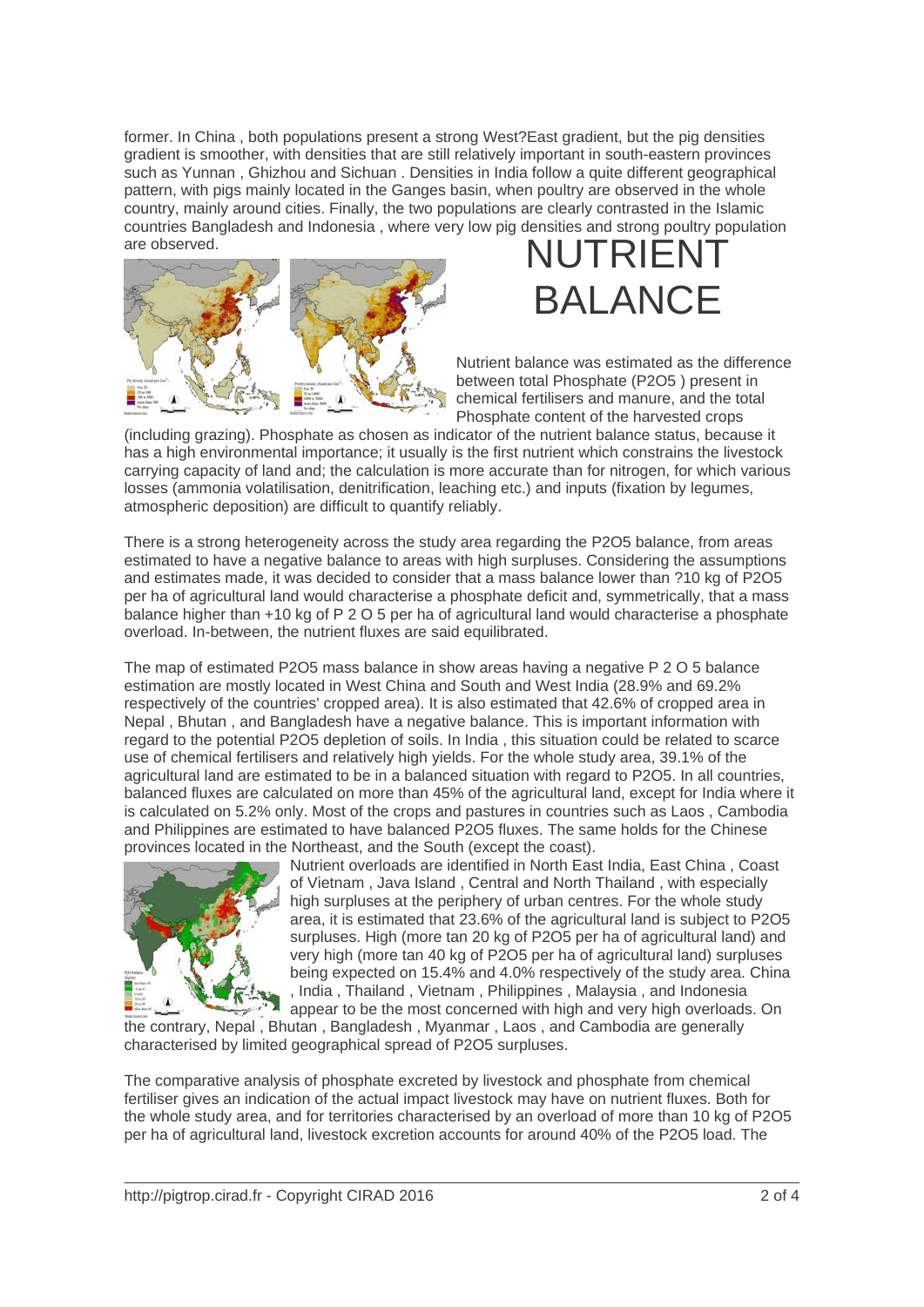former. In China , both populations present a strong West?East gradient, but the pig densities gradient is smoother, with densities that are still relatively important in south-eastern provinces such as Yunnan , Ghizhou and Sichuan . Densities in India follow a quite different geographical pattern, with pigs mainly located in the Ganges basin, when poultry are observed in the whole country, mainly around cities. Finally, the two populations are clearly contrasted in the Islamic countries Bangladesh and Indonesia , where very low pig densities and strong poultry population are observed.

# NUTRIENT BALANCE

Nutrient balance was estimated as the difference between total Phosphate ($P_2O_5$ ) present in chemical fertilisers and manure, and the total Phosphate content of the harvested crops (including grazing). Phosphate as chosen as indicator of the nutrient balance status, because it has a high environmental importance; it usually is the first nutrient which constrains the livestock carrying capacity of land and; the calculation is more accurate than for nitrogen, for which various losses (ammonia volatilisation, denitrification, leaching etc.) and inputs (fixation by legumes, atmospheric deposition) are difficult to quantify reliably.

There is a strong heterogeneity across the study area regarding the $P_2O_5$ balance, from areas estimated to have a negative balance to areas with high surpluses. Considering the assumptions and estimates made, it was decided to consider that a mass balance lower than ?10 kg of $P_2O_5$ per ha of agricultural land would characterise a phosphate deficit and, symmetrically, that a mass balance higher than +10 kg of $P_2O_5$ per ha of agricultural land would characterise a phosphate overload. In-between, the nutrient fluxes are said equilibrated.

The map of estimated $P_2O_5$ mass balance in show areas having a negative $P_2O_5$ balance estimation are mostly located in West China and South and West India (28.9% and 69.2% respectively of the countries' cropped area). It is also estimated that 42.6% of cropped area in Nepal , Bhutan , and Bangladesh have a negative balance. This is important information with regard to the potential $P_2O_5$ depletion of soils. In India , this situation could be related to scarce use of chemical fertilisers and relatively high yields. For the whole study area, 39.1% of the agricultural land are estimated to be in a balanced situation with regard to $P_2O_5$. In all countries, balanced fluxes are calculated on more than 45% of the agricultural land, except for India where it is calculated on 5.2% only. Most of the crops and pastures in countries such as Laos , Cambodia and Philippines are estimated to have balanced $P_2O_5$ fluxes. The same holds for the Chinese provinces located in the Northeast, and the South (except the coast).

Nutrient overloads are identified in North East India, East China , Coast of Vietnam , Java Island , Central and North Thailand , with especially high surpluses at the periphery of urban centres. For the whole study area, it is estimated that 23.6% of the agricultural land is subject to $P_2O_5$ surpluses. High (more tan 20 kg of $P_2O_5$ per ha of agricultural land) and very high (more tan 40 kg of $P_2O_5$ per ha of agricultural land) surpluses being expected on 15.4% and 4.0% respectively of the study area. China , India , Thailand , Vietnam , Philippines , Malaysia , and Indonesia appear to be the most concerned with high and very high overloads. On the contrary, Nepal , Bhutan , Bangladesh , Myanmar , Laos , and Cambodia are generally characterised by limited geographical spread of $P_2O_5$ surpluses.

The comparative analysis of phosphate excreted by livestock and phosphate from chemical fertiliser gives an indication of the actual impact livestock may have on nutrient fluxes. Both for the whole study area, and for territories characterised by an overload of more than 10 kg of $P_2O_5$ per ha of agricultural land, livestock excretion accounts for around 40% of the $P_2O_5$ load. The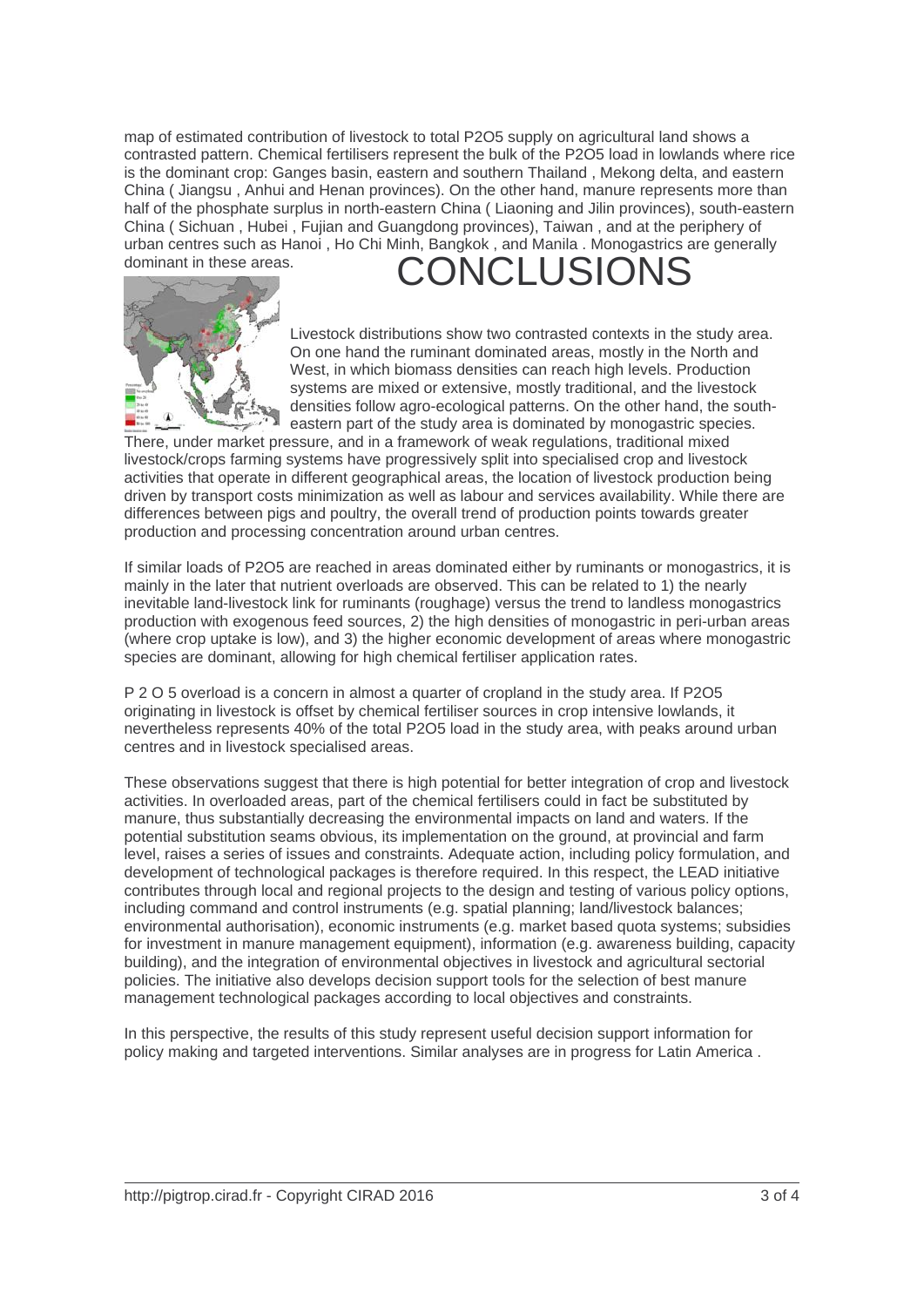map of estimated contribution of livestock to total $P_2O_5$ supply on agricultural land shows a contrasted pattern. Chemical fertilisers represent the bulk of the $P_2O_5$ load in lowlands where rice is the dominant crop: Ganges basin, eastern and southern Thailand , Mekong delta, and eastern China ( Jiangsu , Anhui and Henan provinces). On the other hand, manure represents more than half of the phosphate surplus in north-eastern China ( Liaoning and Jilin provinces), south-eastern China ( Sichuan , Hubei , Fujian and Guangdong provinces), Taiwan , and at the periphery of urban centres such as Hanoi , Ho Chi Minh, Bangkok , and Manila . Monogastrics are generally dominant in these areas.

# CONCLUSIONS

Livestock distributions show two contrasted contexts in the study area. On one hand the ruminant dominated areas, mostly in the North and West, in which biomass densities can reach high levels. Production systems are mixed or extensive, mostly traditional, and the livestock densities follow agro-ecological patterns. On the other hand, the south-eastern part of the study area is dominated by monogastric species. There, under market pressure, and in a framework of weak regulations, traditional mixed livestock/crops farming systems have progressively split into specialised crop and livestock activities that operate in different geographical areas, the location of livestock production being driven by transport costs minimization as well as labour and services availability. While there are differences between pigs and poultry, the overall trend of production points towards greater production and processing concentration around urban centres.

If similar loads of $P_2O_5$ are reached in areas dominated either by ruminants or monogastrics, it is mainly in the later that nutrient overloads are observed. This can be related to 1) the nearly inevitable land-livestock link for ruminants (roughage) versus the trend to landless monogastrics production with exogenous feed sources, 2) the high densities of monogastric in peri-urban areas (where crop uptake is low), and 3) the higher economic development of areas where monogastric species are dominant, allowing for high chemical fertiliser application rates.

$P_2O_5$ overload is a concern in almost a quarter of cropland in the study area. If $P_2O_5$ originating in livestock is offset by chemical fertiliser sources in crop intensive lowlands, it nevertheless represents 40% of the total $P_2O_5$ load in the study area, with peaks around urban centres and in livestock specialised areas.

These observations suggest that there is high potential for better integration of crop and livestock activities. In overloaded areas, part of the chemical fertilisers could in fact be substituted by manure, thus substantially decreasing the environmental impacts on land and waters. If the potential substitution seams obvious, its implementation on the ground, at provincial and farm level, raises a series of issues and constraints. Adequate action, including policy formulation, and development of technological packages is therefore required. In this respect, the LEAD initiative contributes through local and regional projects to the design and testing of various policy options, including command and control instruments (e.g. spatial planning; land/livestock balances; environmental authorisation), economic instruments (e.g. market based quota systems; subsidies for investment in manure management equipment), information (e.g. awareness building, capacity building), and the integration of environmental objectives in livestock and agricultural sectorial policies. The initiative also develops decision support tools for the selection of best manure management technological packages according to local objectives and constraints.

In this perspective, the results of this study represent useful decision support information for policy making and targeted interventions. Similar analyses are in progress for Latin America .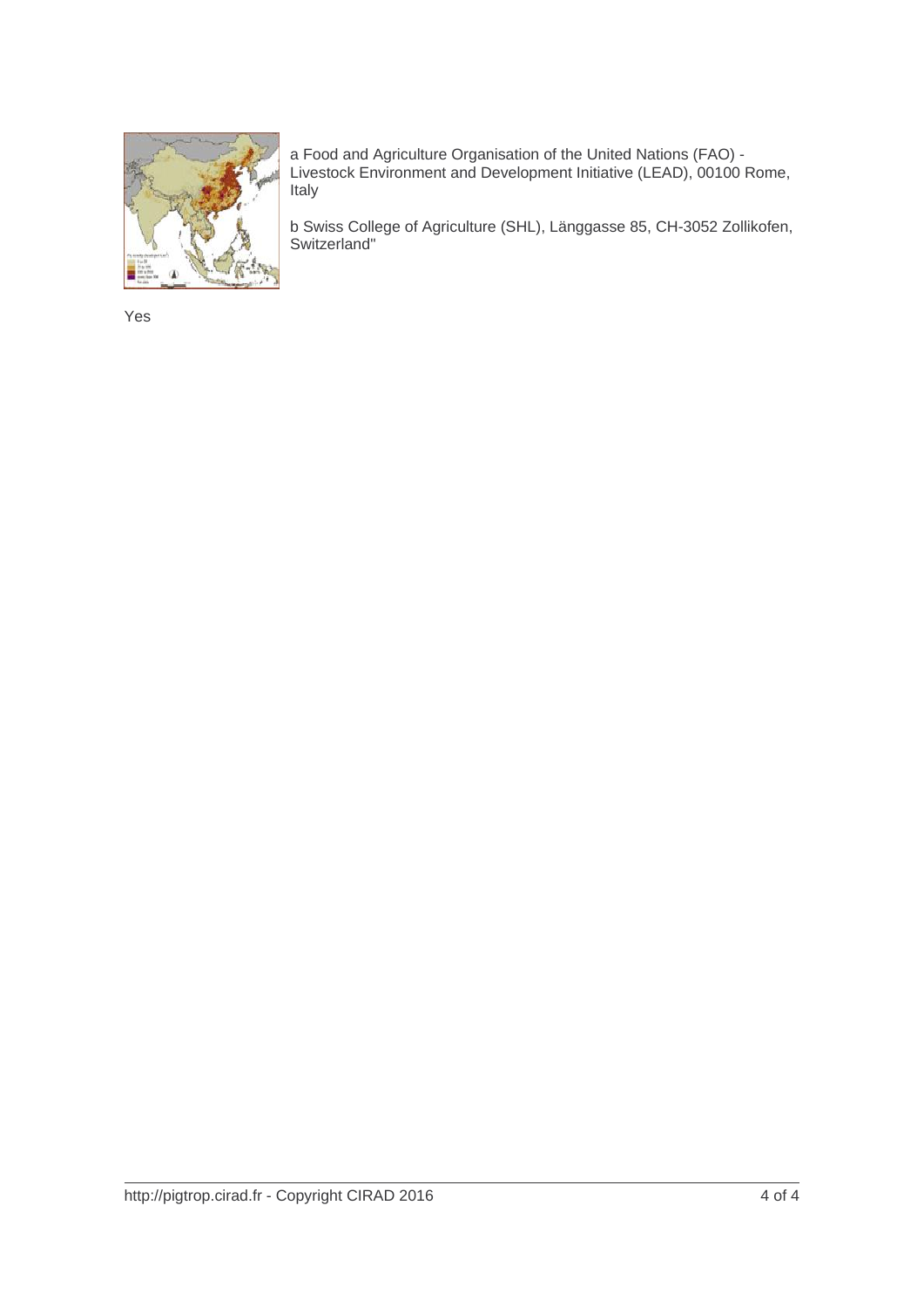a Food and Agriculture Organisation of the United Nations (FAO) - Livestock Environment and Development Initiative (LEAD), 00100 Rome, Italy

b Swiss College of Agriculture (SHL), Länggasse 85, CH-3052 Zollikofen, Switzerland"

Yes